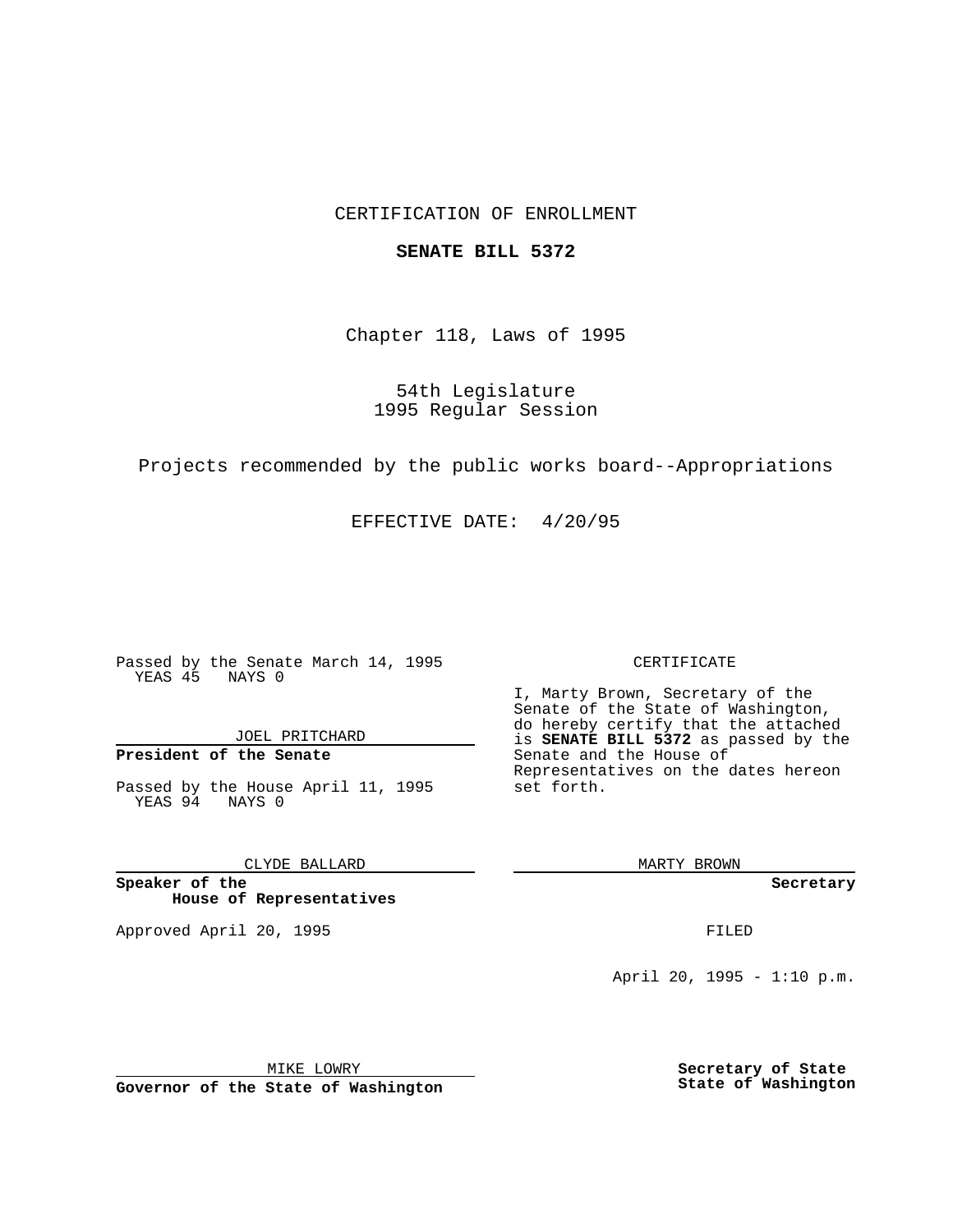CERTIFICATION OF ENROLLMENT

**SENATE BILL 5372**

Chapter 118, Laws of 1995

54th Legislature
1995 Regular Session

Projects recommended by the public works board--Appropriations

EFFECTIVE DATE: 4/20/95

Passed by the Senate March 14, 1995
YEAS 45 NAYS 0

JOEL PRITCHARD

**President of the Senate**

Passed by the House April 11, 1995
YEAS 94 NAYS 0

CLYDE BALLARD

**Speaker of the House of Representatives**

Approved April 20, 1995

MIKE LOWRY

**Governor of the State of Washington**

CERTIFICATE

I, Marty Brown, Secretary of the Senate of the State of Washington, do hereby certify that the attached is **SENATE BILL 5372** as passed by the Senate and the House of Representatives on the dates hereon set forth.

MARTY BROWN

**Secretary**

FILED

April 20, 1995 - 1:10 p.m.

**Secretary of State**
**State of Washington**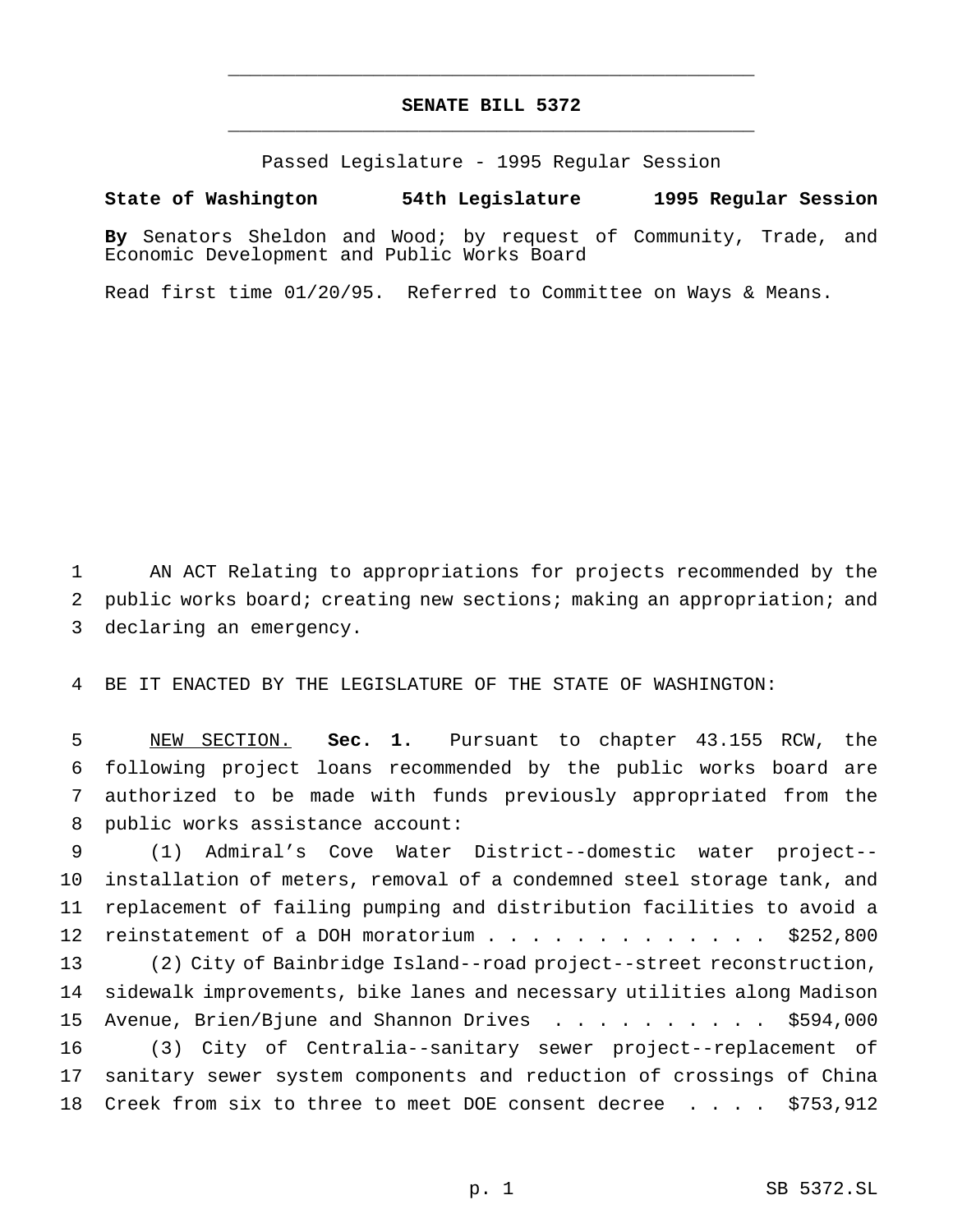# SENATE BILL 5372

Passed Legislature - 1995 Regular Session

**State of Washington 54th Legislature 1995 Regular Session**

**By** Senators Sheldon and Wood; by request of Community, Trade, and Economic Development and Public Works Board

Read first time 01/20/95. Referred to Committee on Ways & Means.

AN ACT Relating to appropriations for projects recommended by the public works board; creating new sections; making an appropriation; and declaring an emergency.

BE IT ENACTED BY THE LEGISLATURE OF THE STATE OF WASHINGTON:

NEW SECTION. **Sec. 1.** Pursuant to chapter 43.155 RCW, the following project loans recommended by the public works board are authorized to be made with funds previously appropriated from the public works assistance account:

(1) Admiral's Cove Water District--domestic water project--installation of meters, removal of a condemned steel storage tank, and replacement of failing pumping and distribution facilities to avoid a reinstatement of a DOH moratorium . . . . . . . . . . . . . $252,800

(2) City of Bainbridge Island--road project--street reconstruction, sidewalk improvements, bike lanes and necessary utilities along Madison Avenue, Brien/Bjune and Shannon Drives . . . . . . . . . . $594,000

(3) City of Centralia--sanitary sewer project--replacement of sanitary sewer system components and reduction of crossings of China Creek from six to three to meet DOE consent decree . . . . $753,912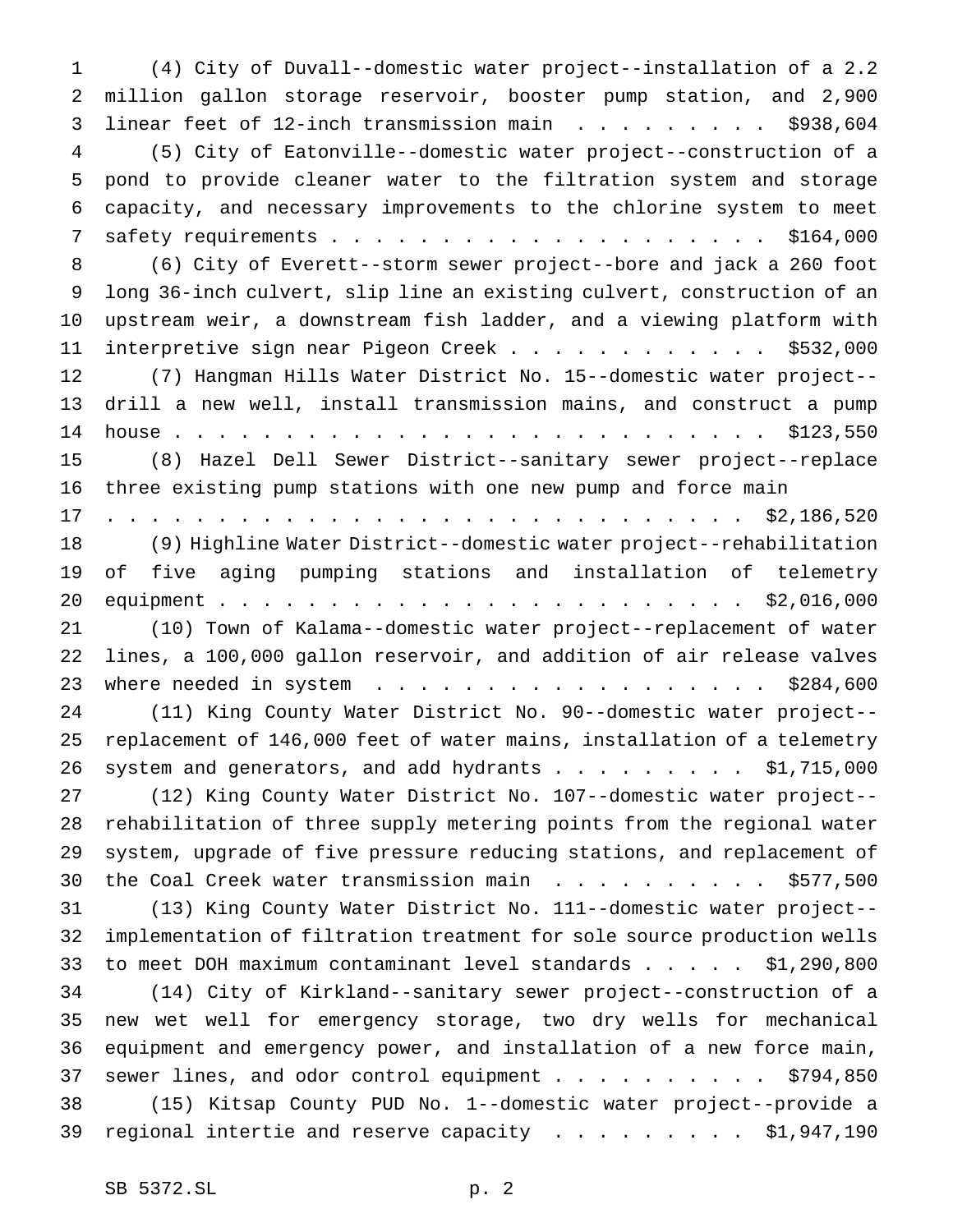(4) City of Duvall--domestic water project--installation of a 2.2 million gallon storage reservoir, booster pump station, and 2,900 linear feet of 12-inch transmission main . . . . . . . . . $938,604

(5) City of Eatonville--domestic water project--construction of a pond to provide cleaner water to the filtration system and storage capacity, and necessary improvements to the chlorine system to meet safety requirements . . . . . . . . . . . . . . . . . . . . $164,000

(6) City of Everett--storm sewer project--bore and jack a 260 foot long 36-inch culvert, slip line an existing culvert, construction of an upstream weir, a downstream fish ladder, and a viewing platform with interpretive sign near Pigeon Creek . . . . . . . . . . . . $532,000

(7) Hangman Hills Water District No. 15--domestic water project--drill a new well, install transmission mains, and construct a pump house . . . . . . . . . . . . . . . . . . . . . . . . . . . $123,550

(8) Hazel Dell Sewer District--sanitary sewer project--replace three existing pump stations with one new pump and force main . . . . . . . . . . . . . . . . . . . . . . . . . . . . . $2,186,520

(9) Highline Water District--domestic water project--rehabilitation of five aging pumping stations and installation of telemetry equipment . . . . . . . . . . . . . . . . . . . . . . . . $2,016,000

(10) Town of Kalama--domestic water project--replacement of water lines, a 100,000 gallon reservoir, and addition of air release valves where needed in system . . . . . . . . . . . . . . . . . . . $284,600

(11) King County Water District No. 90--domestic water project--replacement of 146,000 feet of water mains, installation of a telemetry system and generators, and add hydrants . . . . . . . . . $1,715,000

(12) King County Water District No. 107--domestic water project--rehabilitation of three supply metering points from the regional water system, upgrade of five pressure reducing stations, and replacement of the Coal Creek water transmission main . . . . . . . . . . $577,500

(13) King County Water District No. 111--domestic water project--implementation of filtration treatment for sole source production wells to meet DOH maximum contaminant level standards . . . . . $1,290,800

(14) City of Kirkland--sanitary sewer project--construction of a new wet well for emergency storage, two dry wells for mechanical equipment and emergency power, and installation of a new force main, sewer lines, and odor control equipment . . . . . . . . . . $794,850

(15) Kitsap County PUD No. 1--domestic water project--provide a regional intertie and reserve capacity . . . . . . . . . $1,947,190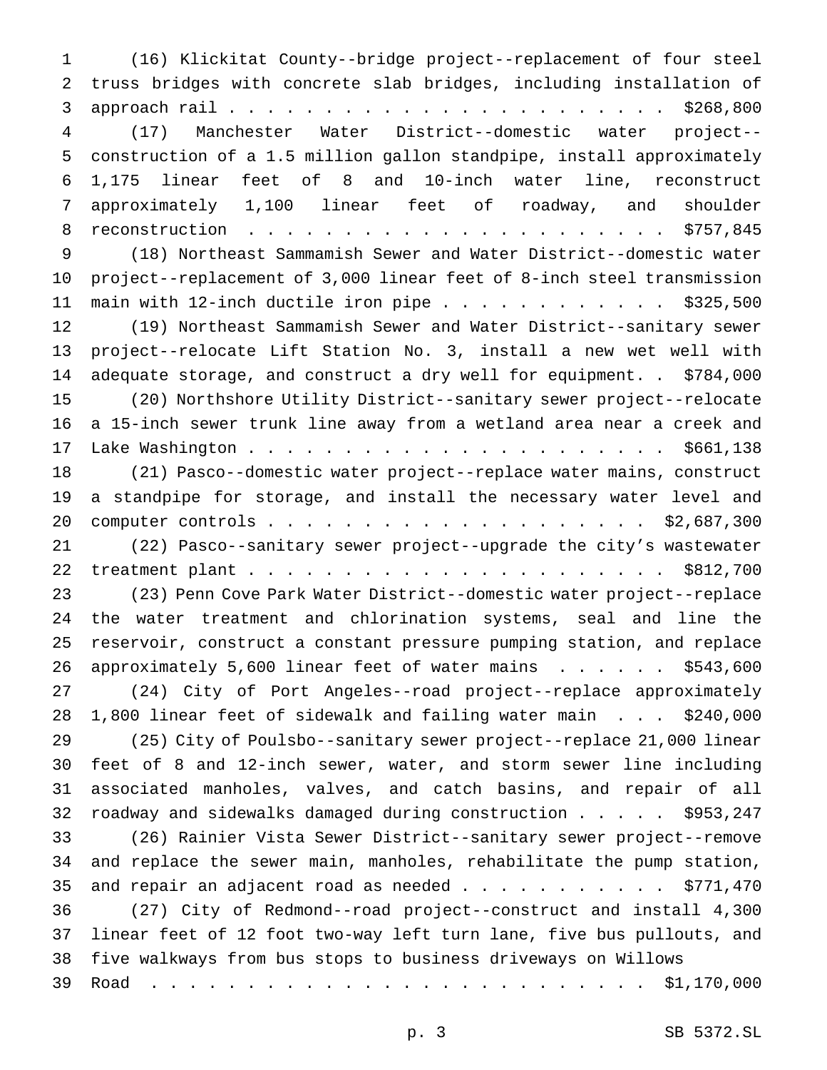(16) Klickitat County--bridge project--replacement of four steel truss bridges with concrete slab bridges, including installation of approach rail . . . . . . . . . . . . . . . . . . . . . . . $268,800

(17) Manchester Water District--domestic water project--construction of a 1.5 million gallon standpipe, install approximately 1,175 linear feet of 8 and 10-inch water line, reconstruct approximately 1,100 linear feet of roadway, and shoulder reconstruction . . . . . . . . . . . . . . . . . . . . . . $757,845

(18) Northeast Sammamish Sewer and Water District--domestic water project--replacement of 3,000 linear feet of 8-inch steel transmission main with 12-inch ductile iron pipe . . . . . . . . . . . . $325,500

(19) Northeast Sammamish Sewer and Water District--sanitary sewer project--relocate Lift Station No. 3, install a new wet well with adequate storage, and construct a dry well for equipment. . $784,000

(20) Northshore Utility District--sanitary sewer project--relocate a 15-inch sewer trunk line away from a wetland area near a creek and Lake Washington . . . . . . . . . . . . . . . . . . . . . . $661,138

(21) Pasco--domestic water project--replace water mains, construct a standpipe for storage, and install the necessary water level and computer controls . . . . . . . . . . . . . . . . . . . . . $2,687,300

(22) Pasco--sanitary sewer project--upgrade the city's wastewater treatment plant . . . . . . . . . . . . . . . . . . . . . . . $812,700

(23) Penn Cove Park Water District--domestic water project--replace the water treatment and chlorination systems, seal and line the reservoir, construct a constant pressure pumping station, and replace approximately 5,600 linear feet of water mains . . . . . . $543,600

(24) City of Port Angeles--road project--replace approximately 1,800 linear feet of sidewalk and failing water main . . . $240,000

(25) City of Poulsbo--sanitary sewer project--replace 21,000 linear feet of 8 and 12-inch sewer, water, and storm sewer line including associated manholes, valves, and catch basins, and repair of all roadway and sidewalks damaged during construction . . . . . $953,247

(26) Rainier Vista Sewer District--sanitary sewer project--remove and replace the sewer main, manholes, rehabilitate the pump station, and repair an adjacent road as needed . . . . . . . . . . . $771,470

(27) City of Redmond--road project--construct and install 4,300 linear feet of 12 foot two-way left turn lane, five bus pullouts, and five walkways from bus stops to business driveways on Willows Road . . . . . . . . . . . . . . . . . . . . . . . . . $1,170,000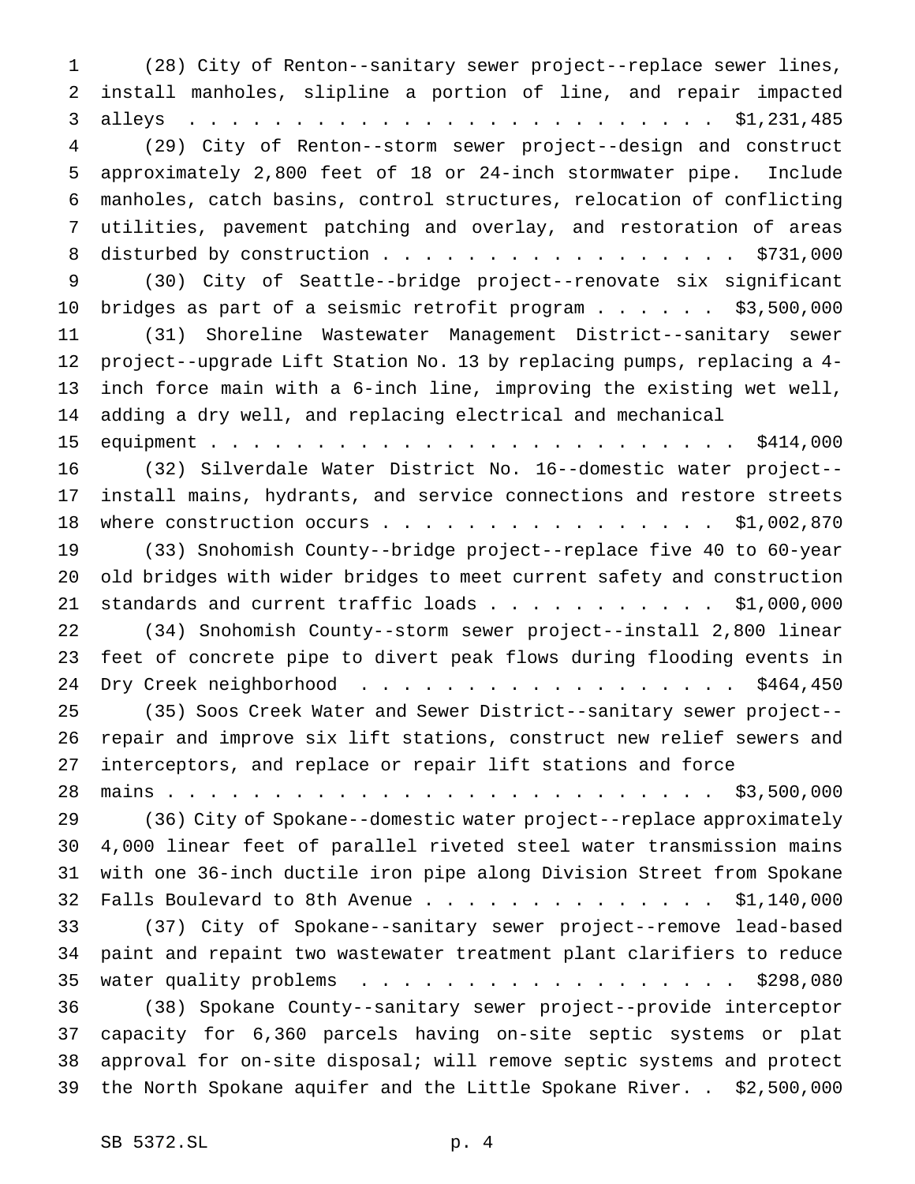(28) City of Renton--sanitary sewer project--replace sewer lines, install manholes, slipline a portion of line, and repair impacted alleys . . . . . . . . . . . . . . . . . . . . . . . . $1,231,485

(29) City of Renton--storm sewer project--design and construct approximately 2,800 feet of 18 or 24-inch stormwater pipe. Include manholes, catch basins, control structures, relocation of conflicting utilities, pavement patching and overlay, and restoration of areas disturbed by construction . . . . . . . . . . . . . . . . . $731,000

(30) City of Seattle--bridge project--renovate six significant bridges as part of a seismic retrofit program . . . . . . $3,500,000

(31) Shoreline Wastewater Management District--sanitary sewer project--upgrade Lift Station No. 13 by replacing pumps, replacing a 4-inch force main with a 6-inch line, improving the existing wet well, adding a dry well, and replacing electrical and mechanical equipment . . . . . . . . . . . . . . . . . . . . . . . . . $414,000

(32) Silverdale Water District No. 16--domestic water project--install mains, hydrants, and service connections and restore streets where construction occurs . . . . . . . . . . . . . . . . $1,002,870

(33) Snohomish County--bridge project--replace five 40 to 60-year old bridges with wider bridges to meet current safety and construction standards and current traffic loads . . . . . . . . . . $1,000,000

(34) Snohomish County--storm sewer project--install 2,800 linear feet of concrete pipe to divert peak flows during flooding events in Dry Creek neighborhood . . . . . . . . . . . . . . . . . . $464,450

(35) Soos Creek Water and Sewer District--sanitary sewer project--repair and improve six lift stations, construct new relief sewers and interceptors, and replace or repair lift stations and force mains . . . . . . . . . . . . . . . . . . . . . . . . . . $3,500,000

(36) City of Spokane--domestic water project--replace approximately 4,000 linear feet of parallel riveted steel water transmission mains with one 36-inch ductile iron pipe along Division Street from Spokane Falls Boulevard to 8th Avenue . . . . . . . . . . . . . . $1,140,000

(37) City of Spokane--sanitary sewer project--remove lead-based paint and repaint two wastewater treatment plant clarifiers to reduce water quality problems . . . . . . . . . . . . . . . . . . $298,080

(38) Spokane County--sanitary sewer project--provide interceptor capacity for 6,360 parcels having on-site septic systems or plat approval for on-site disposal; will remove septic systems and protect the North Spokane aquifer and the Little Spokane River. . $2,500,000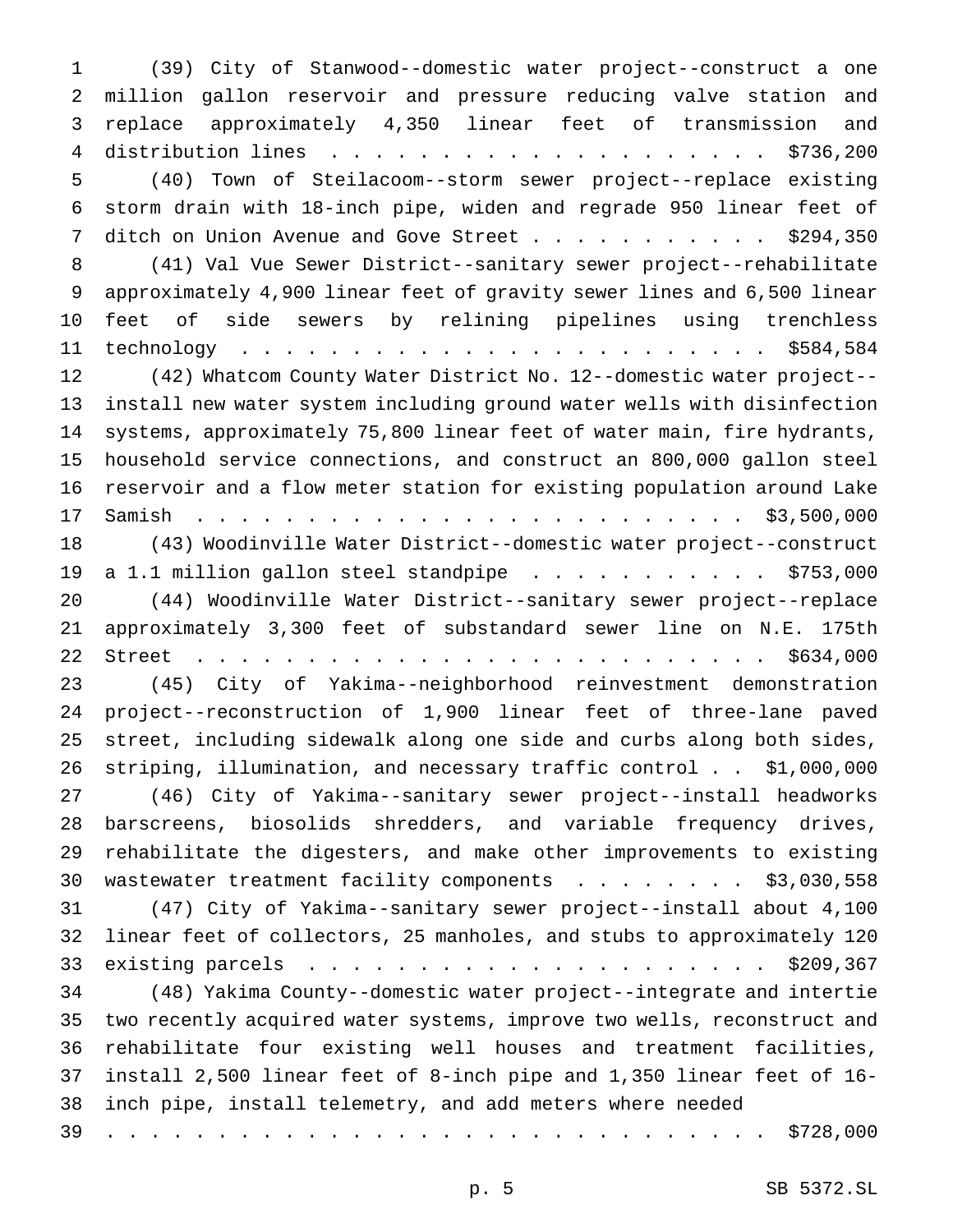(39) City of Stanwood--domestic water project--construct a one million gallon reservoir and pressure reducing valve station and replace approximately 4,350 linear feet of transmission and distribution lines . . . . . . . . . . . . . . . . . . . . $736,200

(40) Town of Steilacoom--storm sewer project--replace existing storm drain with 18-inch pipe, widen and regrade 950 linear feet of ditch on Union Avenue and Gove Street . . . . . . . . . . . $294,350

(41) Val Vue Sewer District--sanitary sewer project--rehabilitate approximately 4,900 linear feet of gravity sewer lines and 6,500 linear feet of side sewers by relining pipelines using trenchless technology . . . . . . . . . . . . . . . . . . . . . . . . $584,584

(42) Whatcom County Water District No. 12--domestic water project--install new water system including ground water wells with disinfection systems, approximately 75,800 linear feet of water main, fire hydrants, household service connections, and construct an 800,000 gallon steel reservoir and a flow meter station for existing population around Lake Samish . . . . . . . . . . . . . . . . . . . . . . . . . $3,500,000

(43) Woodinville Water District--domestic water project--construct a 1.1 million gallon steel standpipe . . . . . . . . . . . $753,000

(44) Woodinville Water District--sanitary sewer project--replace approximately 3,300 feet of substandard sewer line on N.E. 175th Street . . . . . . . . . . . . . . . . . . . . . . . . . $634,000

(45) City of Yakima--neighborhood reinvestment demonstration project--reconstruction of 1,900 linear feet of three-lane paved street, including sidewalk along one side and curbs along both sides, striping, illumination, and necessary traffic control . . $1,000,000

(46) City of Yakima--sanitary sewer project--install headworks barscreens, biosolids shredders, and variable frequency drives, rehabilitate the digesters, and make other improvements to existing wastewater treatment facility components . . . . . . . . $3,030,558

(47) City of Yakima--sanitary sewer project--install about 4,100 linear feet of collectors, 25 manholes, and stubs to approximately 120 existing parcels . . . . . . . . . . . . . . . . . . . . . $209,367

(48) Yakima County--domestic water project--integrate and intertie two recently acquired water systems, improve two wells, reconstruct and rehabilitate four existing well houses and treatment facilities, install 2,500 linear feet of 8-inch pipe and 1,350 linear feet of 16-inch pipe, install telemetry, and add meters where needed . . . . . . . . . . . . . . . . . . . . . . . . . . . . . $728,000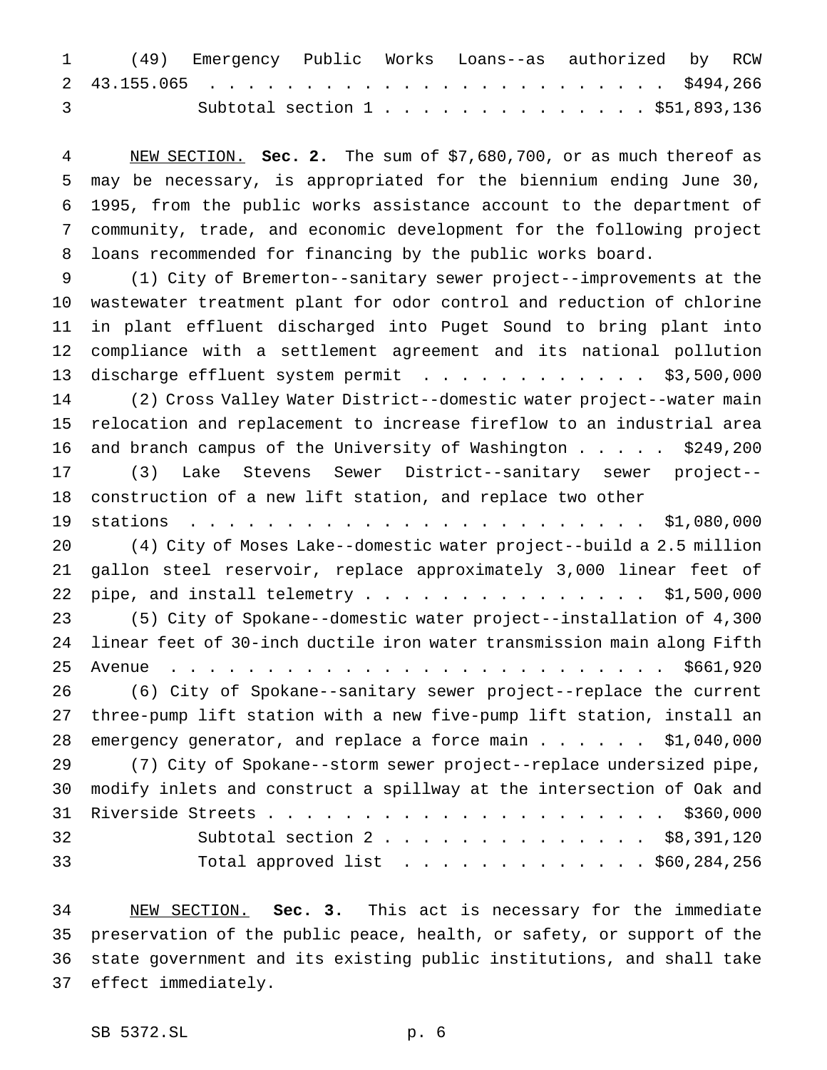(49) Emergency Public Works Loans--as authorized by RCW 43.155.065 . . . . . . . . . . . . . . . . . . . . . . . . . $494,266

Subtotal section 1 . . . . . . . . . . . . . . $51,893,136

NEW SECTION. **Sec. 2.** The sum of $7,680,700, or as much thereof as may be necessary, is appropriated for the biennium ending June 30, 1995, from the public works assistance account to the department of community, trade, and economic development for the following project loans recommended for financing by the public works board.

(1) City of Bremerton--sanitary sewer project--improvements at the wastewater treatment plant for odor control and reduction of chlorine in plant effluent discharged into Puget Sound to bring plant into compliance with a settlement agreement and its national pollution discharge effluent system permit . . . . . . . . . . . . $3,500,000

(2) Cross Valley Water District--domestic water project--water main relocation and replacement to increase fireflow to an industrial area and branch campus of the University of Washington . . . . . $249,200

(3) Lake Stevens Sewer District--sanitary sewer project--construction of a new lift station, and replace two other stations . . . . . . . . . . . . . . . . . . . . . . . . . $1,080,000

(4) City of Moses Lake--domestic water project--build a 2.5 million gallon steel reservoir, replace approximately 3,000 linear feet of pipe, and install telemetry . . . . . . . . . . . . . . . . $1,500,000

(5) City of Spokane--domestic water project--installation of 4,300 linear feet of 30-inch ductile iron water transmission main along Fifth Avenue . . . . . . . . . . . . . . . . . . . . . . . . . . $661,920

(6) City of Spokane--sanitary sewer project--replace the current three-pump lift station with a new five-pump lift station, install an emergency generator, and replace a force main . . . . . . $1,040,000

(7) City of Spokane--storm sewer project--replace undersized pipe, modify inlets and construct a spillway at the intersection of Oak and Riverside Streets . . . . . . . . . . . . . . . . . . . . . . $360,000

Subtotal section 2 . . . . . . . . . . . . . . $8,391,120

Total approved list . . . . . . . . . . . . . $60,284,256

NEW SECTION. **Sec. 3.** This act is necessary for the immediate preservation of the public peace, health, or safety, or support of the state government and its existing public institutions, and shall take effect immediately.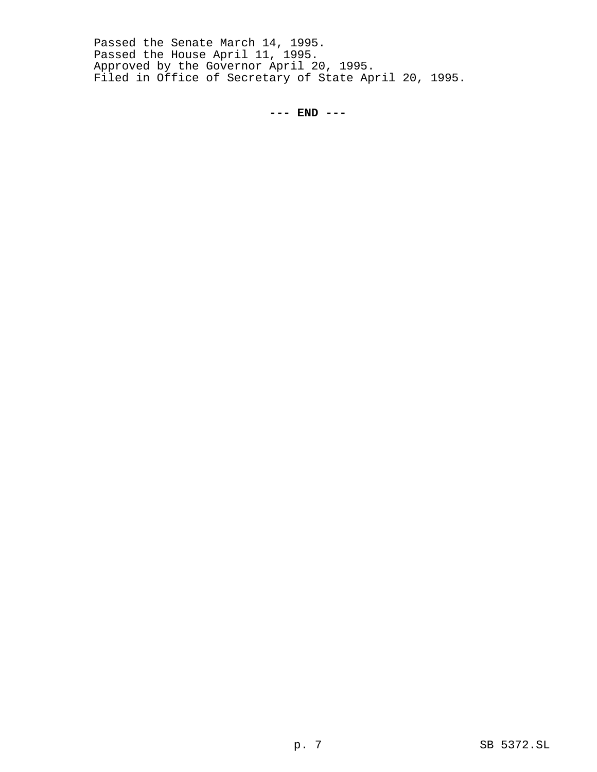Passed the Senate March 14, 1995.
Passed the House April 11, 1995.
Approved by the Governor April 20, 1995.
Filed in Office of Secretary of State April 20, 1995.

**--- END ---**